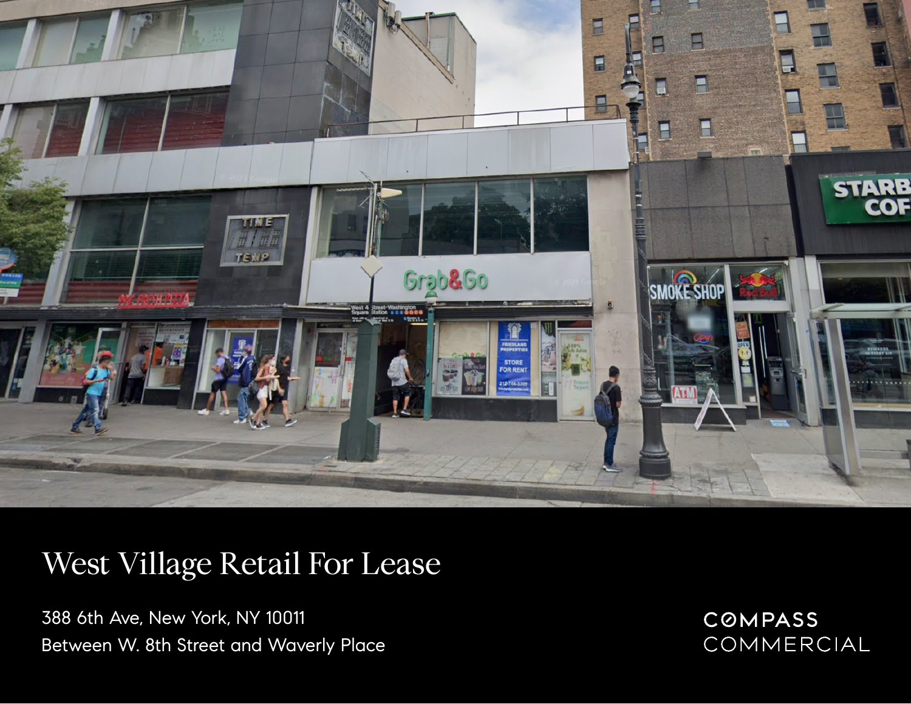# West Village Retail For Lease

388 6th Ave, New York, NY 10011
Between W. 8th Street and Waverly Place

COMPASS COMMERCIAL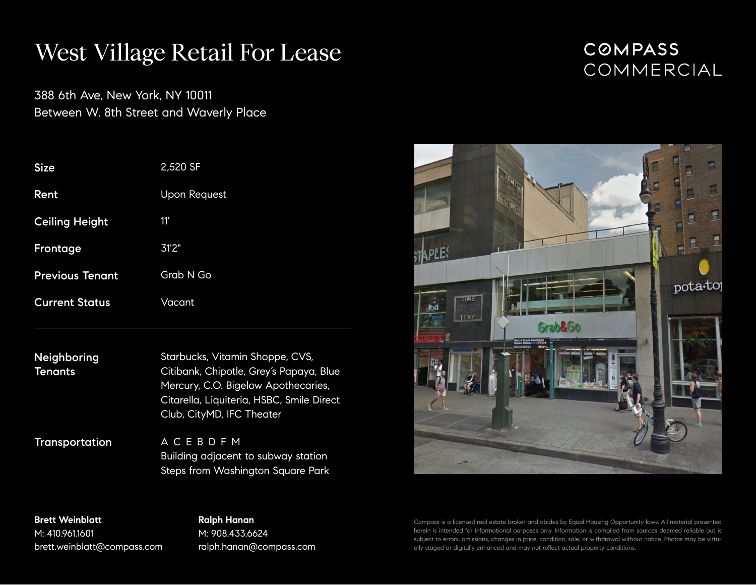# West Village Retail For Lease

COMPASS COMMERCIAL

388 6th Ave, New York, NY 10011
Between W. 8th Street and Waverly Place

| | |
|---|---|
| **Size** | 2,520 SF |
| **Rent** | Upon Request |
| **Ceiling Height** | 11' |
| **Frontage** | 31'2" |
| **Previous Tenant** | Grab N Go |
| **Current Status** | Vacant |

**Neighboring Tenants**
Starbucks, Vitamin Shoppe, CVS, Citibank, Chipotle, Grey's Papaya, Blue Mercury, C.O. Bigelow Apothecaries, Citarella, Liquiteria, HSBC, Smile Direct Club, CityMD, IFC Theater

**Transportation**
A C E B D F M
Building adjacent to subway station
Steps from Washington Square Park

**Brett Weinblatt**
M: 410.961.1601
brett.weinblatt@compass.com

**Ralph Hanan**
M: 908.433.6624
ralph.hanan@compass.com

Compass is a licensed real estate broker and abides by Equal Housing Opportunity laws. All material presented herein is intended for informational purposes only. Information is compiled from sources deemed reliable but is subject to errors, omissions, changes in price, condition, sale, or withdrawal without notice. Photos may be virtually staged or digitally enhanced and may not reflect actual property conditions.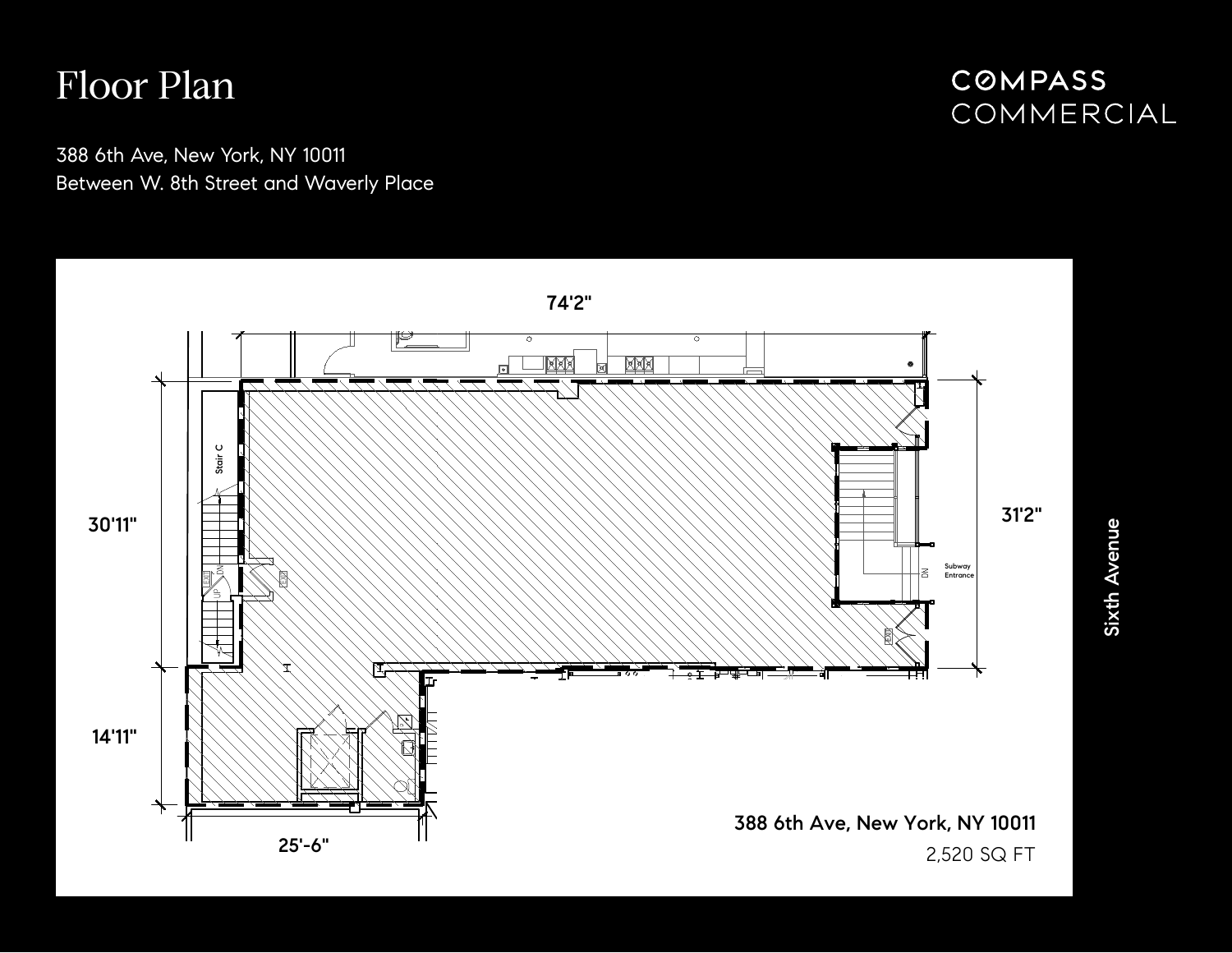# Floor Plan

COMPASS COMMERCIAL

388 6th Ave, New York, NY 10011
Between W. 8th Street and Waverly Place

74'2"

30'11"

31'2"

14'11"

25'-6"

Stair C

Subway Entrance

Sixth Avenue

**388 6th Ave, New York, NY 10011**

2,520 SQ FT